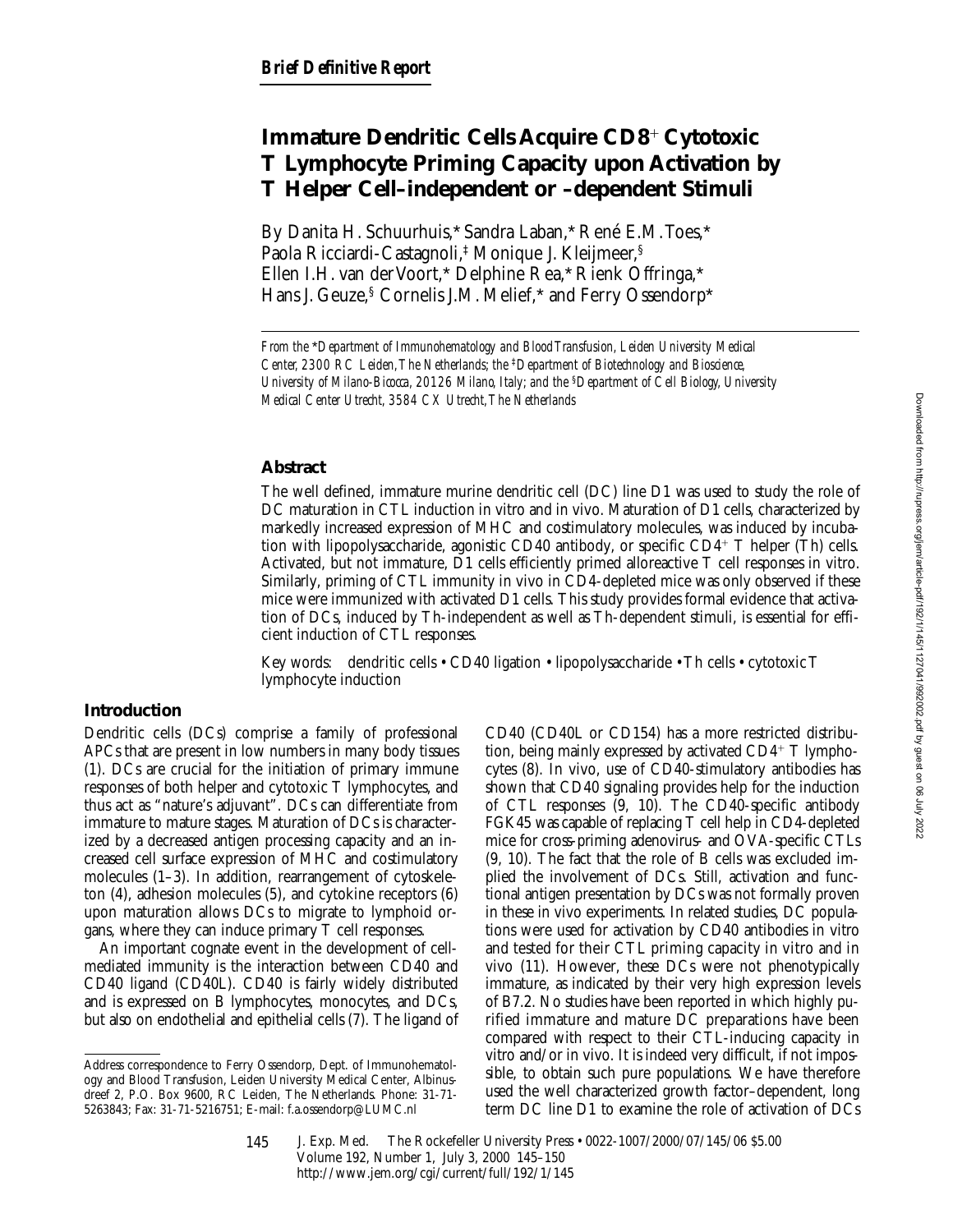*Brief Definitive Report*

# Immature Dendritic Cells Acquire CD8+ Cytotoxic T Lymphocyte Priming Capacity upon Activation by T Helper Cell–independent or –dependent Stimuli

By Danita H. Schuurhuis,* Sandra Laban,* René E.M. Toes,* Paola Ricciardi-Castagnoli,‡ Monique J. Kleijmeer,§ Ellen I.H. van der Voort,* Delphine Rea,* Rienk Offringa,* Hans J. Geuze,§ Cornelis J.M. Melief,* and Ferry Ossendorp*

*From the \*Department of Immunohematology and Blood Transfusion, Leiden University Medical Center, 2300 RC Leiden, The Netherlands; the ‡Department of Biotechnology and Bioscience, University of Milano-Bicocca, 20126 Milano, Italy; and the §Department of Cell Biology, University Medical Center Utrecht, 3584 CX Utrecht, The Netherlands*

## Abstract

The well defined, immature murine dendritic cell (DC) line D1 was used to study the role of DC maturation in CTL induction in vitro and in vivo. Maturation of D1 cells, characterized by markedly increased expression of MHC and costimulatory molecules, was induced by incubation with lipopolysaccharide, agonistic CD40 antibody, or specific CD4+ T helper (Th) cells. Activated, but not immature, D1 cells efficiently primed alloreactive T cell responses in vitro. Similarly, priming of CTL immunity in vivo in CD4-depleted mice was only observed if these mice were immunized with activated D1 cells. This study provides formal evidence that activation of DCs, induced by Th-independent as well as Th-dependent stimuli, is essential for efficient induction of CTL responses.

Key words: dendritic cells • CD40 ligation • lipopolysaccharide • Th cells • cytotoxic T lymphocyte induction

## Introduction

Dendritic cells (DCs) comprise a family of professional APCs that are present in low numbers in many body tissues (1). DCs are crucial for the initiation of primary immune responses of both helper and cytotoxic T lymphocytes, and thus act as "nature's adjuvant". DCs can differentiate from immature to mature stages. Maturation of DCs is characterized by a decreased antigen processing capacity and an increased cell surface expression of MHC and costimulatory molecules (1–3). In addition, rearrangement of cytoskeleton (4), adhesion molecules (5), and cytokine receptors (6) upon maturation allows DCs to migrate to lymphoid organs, where they can induce primary T cell responses.

An important cognate event in the development of cell-mediated immunity is the interaction between CD40 and CD40 ligand (CD40L). CD40 is fairly widely distributed and is expressed on B lymphocytes, monocytes, and DCs, but also on endothelial and epithelial cells (7). The ligand of CD40 (CD40L or CD154) has a more restricted distribution, being mainly expressed by activated CD4+ T lymphocytes (8). In vivo, use of CD40-stimulatory antibodies has shown that CD40 signaling provides help for the induction of CTL responses (9, 10). The CD40-specific antibody FGK45 was capable of replacing T cell help in CD4-depleted mice for cross-priming adenovirus- and OVA-specific CTLs (9, 10). The fact that the role of B cells was excluded implied the involvement of DCs. Still, activation and functional antigen presentation by DCs was not formally proven in these in vivo experiments. In related studies, DC populations were used for activation by CD40 antibodies in vitro and tested for their CTL priming capacity in vitro and in vivo (11). However, these DCs were not phenotypically immature, as indicated by their very high expression levels of B7.2. No studies have been reported in which highly purified immature and mature DC preparations have been compared with respect to their CTL-inducing capacity in vitro and/or in vivo. It is indeed very difficult, if not impossible, to obtain such pure populations. We have therefore used the well characterized growth factor–dependent, long term DC line D1 to examine the role of activation of DCs

---

Address correspondence to Ferry Ossendorp, Dept. of Immunohematology and Blood Transfusion, Leiden University Medical Center, Albinusdreef 2, P.O. Box 9600, RC Leiden, The Netherlands. Phone: 31-71-5263843; Fax: 31-71-5216751; E-mail: f.a.ossendorp@LUMC.nl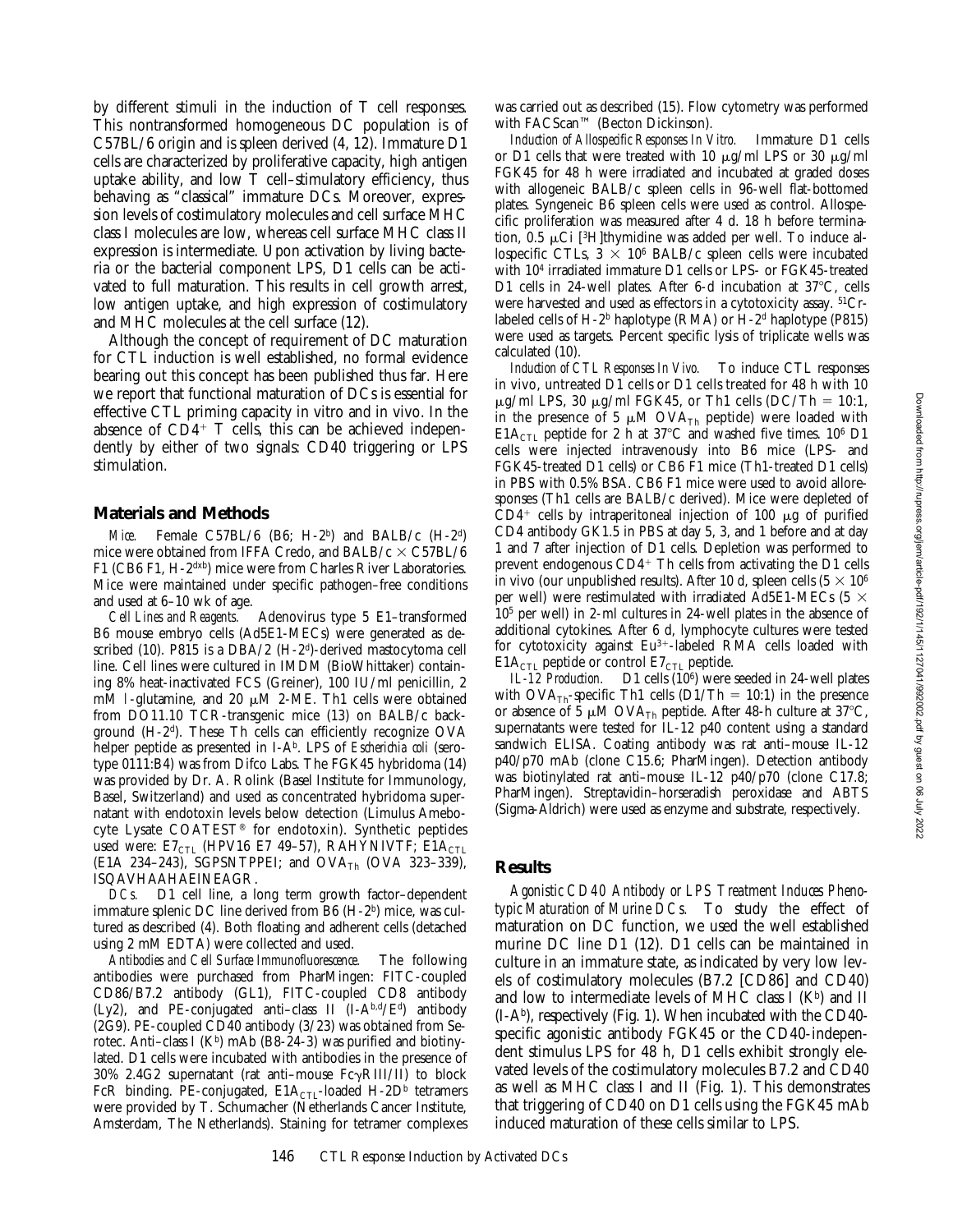by different stimuli in the induction of T cell responses. This nontransformed homogeneous DC population is of C57BL/6 origin and is spleen derived (4, 12). Immature D1 cells are characterized by proliferative capacity, high antigen uptake ability, and low T cell–stimulatory efficiency, thus behaving as "classical" immature DCs. Moreover, expression levels of costimulatory molecules and cell surface MHC class I molecules are low, whereas cell surface MHC class II expression is intermediate. Upon activation by living bacteria or the bacterial component LPS, D1 cells can be activated to full maturation. This results in cell growth arrest, low antigen uptake, and high expression of costimulatory and MHC molecules at the cell surface (12).

Although the concept of requirement of DC maturation for CTL induction is well established, no formal evidence bearing out this concept has been published thus far. Here we report that functional maturation of DCs is essential for effective CTL priming capacity in vitro and in vivo. In the absence of $CD4^+$ T cells, this can be achieved independently by either of two signals: CD40 triggering or LPS stimulation.

## Materials and Methods

*Mice.* Female C57BL/6 (B6; H-$2^b$) and BALB/c (H-$2^d$) mice were obtained from IFFA Credo, and BALB/c × C57BL/6 F1 (CB6 F1, H-$2^{dxb}$) mice were from Charles River Laboratories. Mice were maintained under specific pathogen–free conditions and used at 6–10 wk of age.

*Cell Lines and Reagents.* Adenovirus type 5 E1–transformed B6 mouse embryo cells (Ad5E1-MECs) were generated as described (10). P815 is a DBA/2 (H-$2^d$)-derived mastocytoma cell line. Cell lines were cultured in IMDM (BioWhittaker) containing 8% heat-inactivated FCS (Greiner), 100 IU/ml penicillin, 2 mM L-glutamine, and 20 μM 2-ME. Th1 cells were obtained from DO11.10 TCR-transgenic mice (13) on BALB/c background (H-$2^d$). These Th cells can efficiently recognize OVA helper peptide as presented in I-$A^b$. LPS of *Escherichia coli* (serotype 0111:B4) was from Difco Labs. The FGK45 hybridoma (14) was provided by Dr. A. Rolink (Basel Institute for Immunology, Basel, Switzerland) and used as concentrated hybridoma supernatant with endotoxin levels below detection (Limulus Amebocyte Lysate COATEST® for endotoxin). Synthetic peptides used were: $E7_{CTL}$ (HPV16 E7 49–57), RAHYNIVTF; $E1A_{CTL}$ (E1A 234–243), SGPSNTPPEI; and $OVA_{Th}$ (OVA 323–339), ISQAVHAAHAEINEAGR.

*DCs.* D1 cell line, a long term growth factor–dependent immature splenic DC line derived from B6 (H-$2^b$) mice, was cultured as described (4). Both floating and adherent cells (detached using 2 mM EDTA) were collected and used.

*Antibodies and Cell Surface Immunofluorescence.* The following antibodies were purchased from PharMingen: FITC-coupled CD86/B7.2 antibody (GL1), FITC-coupled CD8 antibody (Ly2), and PE-conjugated anti–class II (I-$A^{b,d}$/$E^d$) antibody (2G9). PE-coupled CD40 antibody (3/23) was obtained from Serotec. Anti–class I ($K^b$) mAb (B8-24-3) was purified and biotinylated. D1 cells were incubated with antibodies in the presence of 30% 2.4G2 supernatant (rat anti–mouse FcγRIII/II) to block FcR binding. PE-conjugated, $E1A_{CTL}$-loaded H-$2D^b$ tetramers were provided by T. Schumacher (Netherlands Cancer Institute, Amsterdam, The Netherlands). Staining for tetramer complexes was carried out as described (15). Flow cytometry was performed with FACScan™ (Becton Dickinson).

*Induction of Allospecific Responses In Vitro.* Immature D1 cells or D1 cells that were treated with 10 μg/ml LPS or 30 μg/ml FGK45 for 48 h were irradiated and incubated at graded doses with allogeneic BALB/c spleen cells in 96-well flat-bottomed plates. Syngeneic B6 spleen cells were used as control. Allospecific proliferation was measured after 4 d. 18 h before termination, 0.5 μCi [$^3$H]thymidine was added per well. To induce allospecific CTLs, $3 \times 10^6$ BALB/c spleen cells were incubated with $10^4$ irradiated immature D1 cells or LPS- or FGK45-treated D1 cells in 24-well plates. After 6-d incubation at 37°C, cells were harvested and used as effectors in a cytotoxicity assay. $^{51}$Cr-labeled cells of H-$2^b$ haplotype (RMA) or H-$2^d$ haplotype (P815) were used as targets. Percent specific lysis of triplicate wells was calculated (10).

*Induction of CTL Responses In Vivo.* To induce CTL responses in vivo, untreated D1 cells or D1 cells treated for 48 h with 10 μg/ml LPS, 30 μg/ml FGK45, or Th1 cells (DC/Th = 10:1, in the presence of 5 μM $OVA_{Th}$ peptide) were loaded with $E1A_{CTL}$ peptide for 2 h at 37°C and washed five times. $10^6$ D1 cells were injected intravenously into B6 mice (LPS- and FGK45-treated D1 cells) or CB6 F1 mice (Th1-treated D1 cells) in PBS with 0.5% BSA. CB6 F1 mice were used to avoid alloresponses (Th1 cells are BALB/c derived). Mice were depleted of $CD4^+$ cells by intraperitoneal injection of 100 μg of purified CD4 antibody GK1.5 in PBS at day 5, 3, and 1 before and at day 1 and 7 after injection of D1 cells. Depletion was performed to prevent endogenous $CD4^+$ Th cells from activating the D1 cells in vivo (our unpublished results). After 10 d, spleen cells ($5 \times 10^6$ per well) were restimulated with irradiated Ad5E1-MECs ($5 \times 10^5$ per well) in 2-ml cultures in 24-well plates in the absence of additional cytokines. After 6 d, lymphocyte cultures were tested for cytotoxicity against $Eu^{3+}$-labeled RMA cells loaded with $E1A_{CTL}$ peptide or control $E7_{CTL}$ peptide.

*IL-12 Production.* D1 cells ($10^6$) were seeded in 24-well plates with $OVA_{Th}$-specific Th1 cells (D1/Th = 10:1) in the presence or absence of 5 μM $OVA_{Th}$ peptide. After 48-h culture at 37°C, supernatants were tested for IL-12 p40 content using a standard sandwich ELISA. Coating antibody was rat anti–mouse IL-12 p40/p70 mAb (clone C15.6; PharMingen). Detection antibody was biotinylated rat anti–mouse IL-12 p40/p70 (clone C17.8; PharMingen). Streptavidin–horseradish peroxidase and ABTS (Sigma-Aldrich) were used as enzyme and substrate, respectively.

## Results

*Agonistic CD40 Antibody or LPS Treatment Induces Phenotypic Maturation of Murine DCs.* To study the effect of maturation on DC function, we used the well established murine DC line D1 (12). D1 cells can be maintained in culture in an immature state, as indicated by very low levels of costimulatory molecules (B7.2 [CD86] and CD40) and low to intermediate levels of MHC class I ($K^b$) and II (I-$A^b$), respectively (Fig. 1). When incubated with the CD40-specific agonistic antibody FGK45 or the CD40-independent stimulus LPS for 48 h, D1 cells exhibit strongly elevated levels of the costimulatory molecules B7.2 and CD40 as well as MHC class I and II (Fig. 1). This demonstrates that triggering of CD40 on D1 cells using the FGK45 mAb induced maturation of these cells similar to LPS.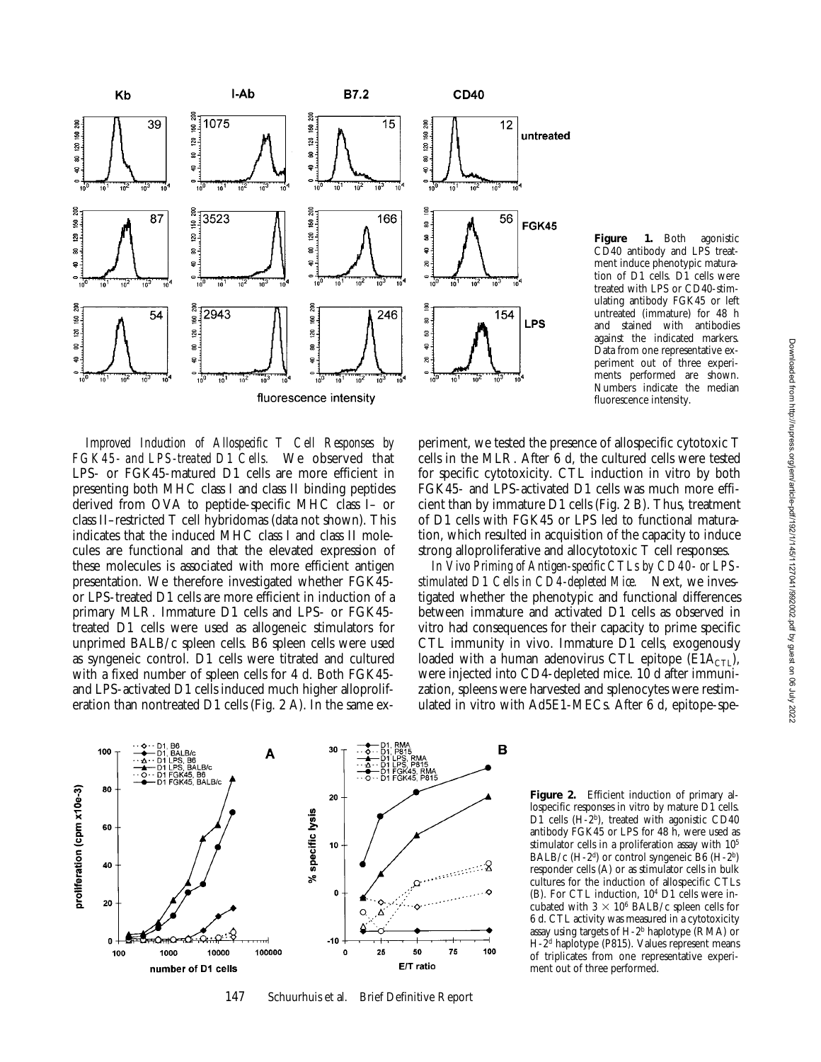**Figure 1.** Both agonistic CD40 antibody and LPS treatment induce phenotypic maturation of D1 cells. D1 cells were treated with LPS or CD40-stimulating antibody FGK45 or left untreated (immature) for 48 h and stained with antibodies against the indicated markers. Data from one representative experiment out of three experiments performed are shown. Numbers indicate the median fluorescence intensity.

*Improved Induction of Allospecific T Cell Responses by FGK45- and LPS-treated D1 Cells.* We observed that LPS- or FGK45-matured D1 cells are more efficient in presenting both MHC class I and class II binding peptides derived from OVA to peptide-specific MHC class I– or class II–restricted T cell hybridomas (data not shown). This indicates that the induced MHC class I and class II molecules are functional and that the elevated expression of these molecules is associated with more efficient antigen presentation. We therefore investigated whether FGK45- or LPS-treated D1 cells are more efficient in induction of a primary MLR. Immature D1 cells and LPS- or FGK45-treated D1 cells were used as allogeneic stimulators for unprimed BALB/c spleen cells. B6 spleen cells were used as syngeneic control. D1 cells were titrated and cultured with a fixed number of spleen cells for 4 d. Both FGK45- and LPS-activated D1 cells induced much higher alloproliferation than nontreated D1 cells (Fig. 2 A). In the same experiment, we tested the presence of allospecific cytotoxic T cells in the MLR. After 6 d, the cultured cells were tested for specific cytotoxicity. CTL induction in vitro by both FGK45- and LPS-activated D1 cells was much more efficient than by immature D1 cells (Fig. 2 B). Thus, treatment of D1 cells with FGK45 or LPS led to functional maturation, which resulted in acquisition of the capacity to induce strong alloproliferative and allocytotoxic T cell responses.

*In Vivo Priming of Antigen-specific CTLs by CD40- or LPS-stimulated D1 Cells in CD4-depleted Mice.* Next, we investigated whether the phenotypic and functional differences between immature and activated D1 cells as observed in vitro had consequences for their capacity to prime specific CTL immunity in vivo. Immature D1 cells, exogenously loaded with a human adenovirus CTL epitope ($E1A_{CTL}$), were injected into CD4-depleted mice. 10 d after immunization, spleens were harvested and splenocytes were restimulated in vitro with Ad5E1-MECs. After 6 d, epitope-spe-

**Figure 2.** Efficient induction of primary allospecific responses in vitro by mature D1 cells. D1 cells (H-2$^b$), treated with agonistic CD40 antibody FGK45 or LPS for 48 h, were used as stimulator cells in a proliferation assay with $10^5$ BALB/c (H-2$^d$) or control syngeneic B6 (H-2$^b$) responder cells (A) or as stimulator cells in bulk cultures for the induction of allospecific CTLs (B). For CTL induction, $10^4$ D1 cells were incubated with $3 \times 10^6$ BALB/c spleen cells for 6 d. CTL activity was measured in a cytotoxicity assay using targets of H-2$^b$ haplotype (RMA) or H-2$^d$ haplotype (P815). Values represent means of triplicates from one representative experiment out of three performed.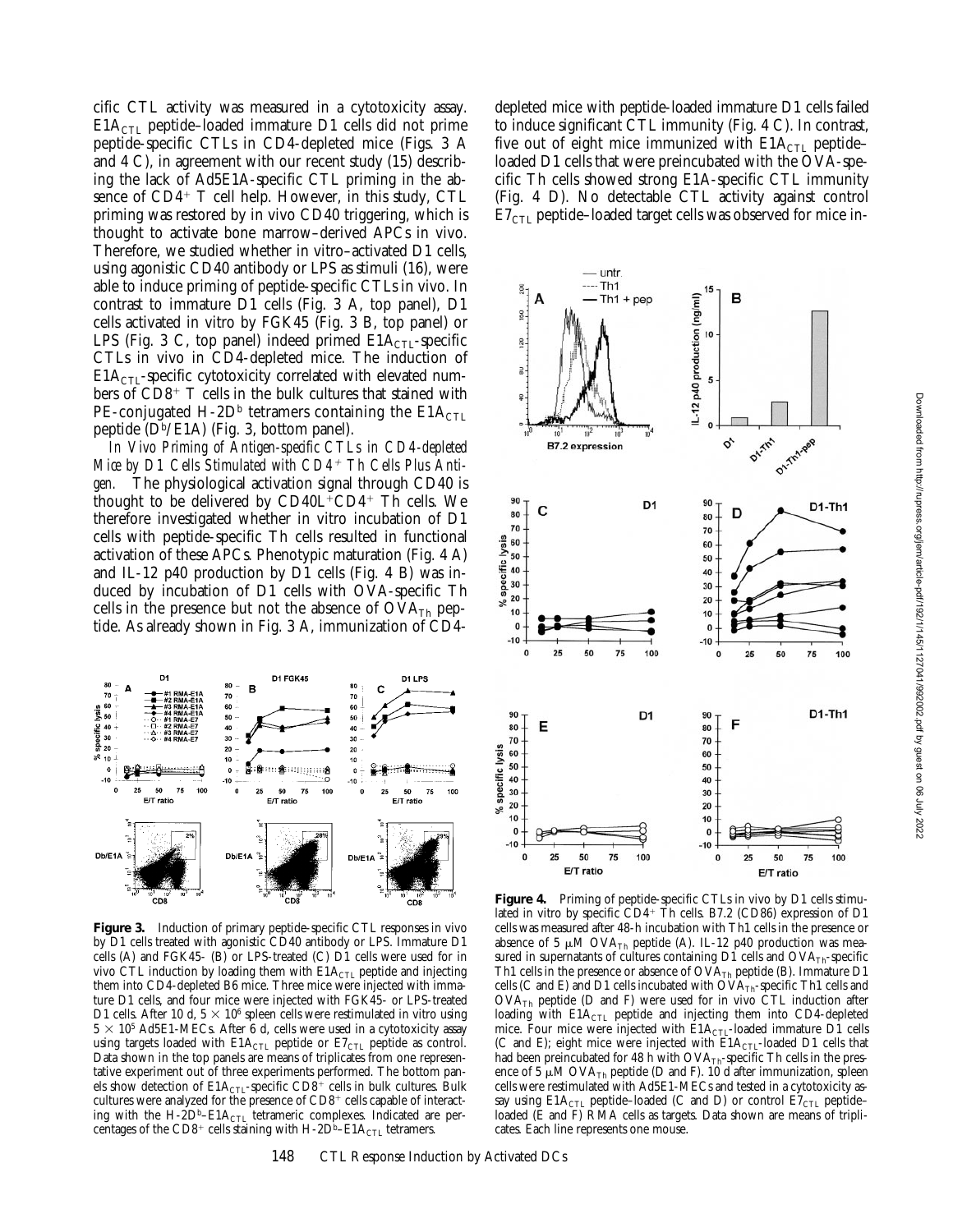cific CTL activity was measured in a cytotoxicity assay. $E1A_{CTL}$ peptide–loaded immature D1 cells did not prime peptide-specific CTLs in CD4-depleted mice (Figs. 3 A and 4 C), in agreement with our recent study (15) describing the lack of Ad5E1A-specific CTL priming in the absence of $CD4^+$ T cell help. However, in this study, CTL priming was restored by in vivo CD40 triggering, which is thought to activate bone marrow–derived APCs in vivo. Therefore, we studied whether in vitro–activated D1 cells, using agonistic CD40 antibody or LPS as stimuli (16), were able to induce priming of peptide-specific CTLs in vivo. In contrast to immature D1 cells (Fig. 3 A, top panel), D1 cells activated in vitro by FGK45 (Fig. 3 B, top panel) or LPS (Fig. 3 C, top panel) indeed primed $E1A_{CTL}$-specific CTLs in vivo in CD4-depleted mice. The induction of $E1A_{CTL}$-specific cytotoxicity correlated with elevated numbers of $CD8^+$ T cells in the bulk cultures that stained with PE-conjugated H-$2D^b$ tetramers containing the $E1A_{CTL}$ peptide ($D^b$/E1A) (Fig. 3, bottom panel).

*In Vivo Priming of Antigen-specific CTLs in CD4-depleted Mice by D1 Cells Stimulated with $CD4^+$ Th Cells Plus Antigen.* The physiological activation signal through CD40 is thought to be delivered by $CD40L^+CD4^+$ Th cells. We therefore investigated whether in vitro incubation of D1 cells with peptide-specific Th cells resulted in functional activation of these APCs. Phenotypic maturation (Fig. 4 A) and IL-12 p40 production by D1 cells (Fig. 4 B) was induced by incubation of D1 cells with OVA-specific Th cells in the presence but not the absence of $OVA_{Th}$ peptide. As already shown in Fig. 3 A, immunization of CD4-depleted mice with peptide-loaded immature D1 cells failed to induce significant CTL immunity (Fig. 4 C). In contrast, five out of eight mice immunized with $E1A_{CTL}$ peptide–loaded D1 cells that were preincubated with the OVA-specific Th cells showed strong E1A-specific CTL immunity (Fig. 4 D). No detectable CTL activity against control $E7_{CTL}$ peptide–loaded target cells was observed for mice in-

**Figure 3.** Induction of primary peptide-specific CTL responses in vivo by D1 cells treated with agonistic CD40 antibody or LPS. Immature D1 cells (A) and FGK45- (B) or LPS-treated (C) D1 cells were used for in vivo CTL induction by loading them with $E1A_{CTL}$ peptide and injecting them into CD4-depleted B6 mice. Three mice were injected with immature D1 cells, and four mice were injected with FGK45- or LPS-treated D1 cells. After 10 d, $5 \times 10^6$ spleen cells were restimulated in vitro using $5 \times 10^5$ Ad5E1-MECs. After 6 d, cells were used in a cytotoxicity assay using targets loaded with $E1A_{CTL}$ peptide or $E7_{CTL}$ peptide as control. Data shown in the top panels are means of triplicates from one representative experiment out of three experiments performed. The bottom panels show detection of $E1A_{CTL}$-specific $CD8^+$ cells in bulk cultures. Bulk cultures were analyzed for the presence of $CD8^+$ cells capable of interacting with the H-$2D^b$–$E1A_{CTL}$ tetrameric complexes. Indicated are percentages of the $CD8^+$ cells staining with H-$2D^b$–$E1A_{CTL}$ tetramers.

**Figure 4.** Priming of peptide-specific CTLs in vivo by D1 cells stimulated in vitro by specific $CD4^+$ Th cells. B7.2 (CD86) expression of D1 cells was measured after 48-h incubation with Th1 cells in the presence or absence of 5 μM $OVA_{Th}$ peptide (A). IL-12 p40 production was measured in supernatants of cultures containing D1 cells and $OVA_{Th}$-specific Th1 cells in the presence or absence of $OVA_{Th}$ peptide (B). Immature D1 cells (C and E) and D1 cells incubated with $OVA_{Th}$-specific Th1 cells and $OVA_{Th}$ peptide (D and F) were used for in vivo CTL induction after loading with $E1A_{CTL}$ peptide and injecting them into CD4-depleted mice. Four mice were injected with $E1A_{CTL}$-loaded immature D1 cells (C and E); eight mice were injected with $E1A_{CTL}$-loaded D1 cells that had been preincubated for 48 h with $OVA_{Th}$-specific Th cells in the presence of 5 μM $OVA_{Th}$ peptide (D and F). 10 d after immunization, spleen cells were restimulated with Ad5E1-MECs and tested in a cytotoxicity assay using $E1A_{CTL}$ peptide–loaded (C and D) or control $E7_{CTL}$ peptide–loaded (E and F) RMA cells as targets. Data shown are means of triplicates. Each line represents one mouse.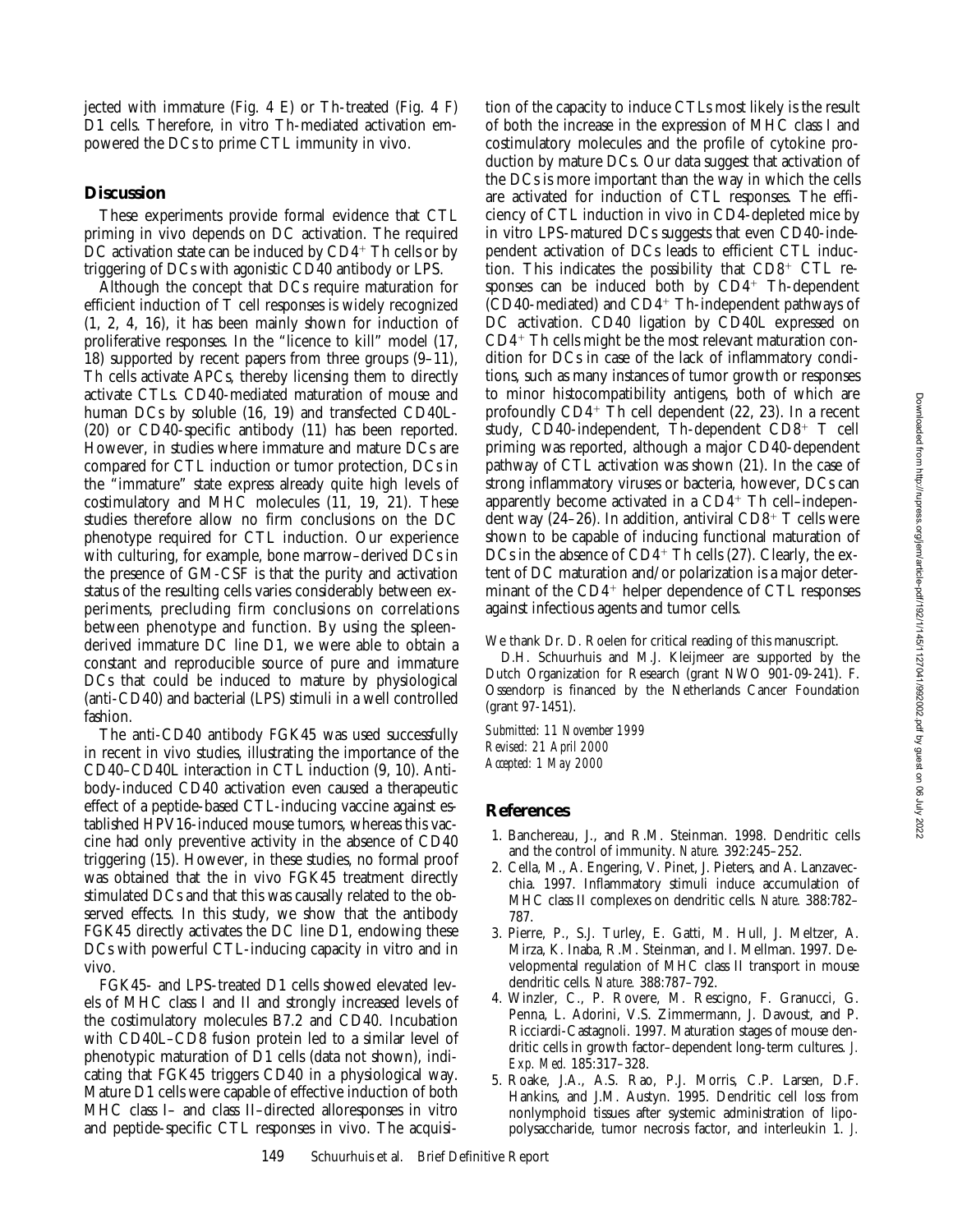jected with immature (Fig. 4 E) or Th-treated (Fig. 4 F) D1 cells. Therefore, in vitro Th-mediated activation empowered the DCs to prime CTL immunity in vivo.

## Discussion

These experiments provide formal evidence that CTL priming in vivo depends on DC activation. The required DC activation state can be induced by $CD4^+$ Th cells or by triggering of DCs with agonistic CD40 antibody or LPS.

Although the concept that DCs require maturation for efficient induction of T cell responses is widely recognized (1, 2, 4, 16), it has been mainly shown for induction of proliferative responses. In the "licence to kill" model (17, 18) supported by recent papers from three groups (9–11), Th cells activate APCs, thereby licensing them to directly activate CTLs. CD40-mediated maturation of mouse and human DCs by soluble (16, 19) and transfected CD40L- (20) or CD40-specific antibody (11) has been reported. However, in studies where immature and mature DCs are compared for CTL induction or tumor protection, DCs in the "immature" state express already quite high levels of costimulatory and MHC molecules (11, 19, 21). These studies therefore allow no firm conclusions on the DC phenotype required for CTL induction. Our experience with culturing, for example, bone marrow–derived DCs in the presence of GM-CSF is that the purity and activation status of the resulting cells varies considerably between experiments, precluding firm conclusions on correlations between phenotype and function. By using the spleen-derived immature DC line D1, we were able to obtain a constant and reproducible source of pure and immature DCs that could be induced to mature by physiological (anti-CD40) and bacterial (LPS) stimuli in a well controlled fashion.

The anti-CD40 antibody FGK45 was used successfully in recent in vivo studies, illustrating the importance of the CD40–CD40L interaction in CTL induction (9, 10). Antibody-induced CD40 activation even caused a therapeutic effect of a peptide-based CTL-inducing vaccine against established HPV16-induced mouse tumors, whereas this vaccine had only preventive activity in the absence of CD40 triggering (15). However, in these studies, no formal proof was obtained that the in vivo FGK45 treatment directly stimulated DCs and that this was causally related to the observed effects. In this study, we show that the antibody FGK45 directly activates the DC line D1, endowing these DCs with powerful CTL-inducing capacity in vitro and in vivo.

FGK45- and LPS-treated D1 cells showed elevated levels of MHC class I and II and strongly increased levels of the costimulatory molecules B7.2 and CD40. Incubation with CD40L–CD8 fusion protein led to a similar level of phenotypic maturation of D1 cells (data not shown), indicating that FGK45 triggers CD40 in a physiological way. Mature D1 cells were capable of effective induction of both MHC class I– and class II–directed alloresponses in vitro and peptide-specific CTL responses in vivo. The acquisition of the capacity to induce CTLs most likely is the result of both the increase in the expression of MHC class I and costimulatory molecules and the profile of cytokine production by mature DCs. Our data suggest that activation of the DCs is more important than the way in which the cells are activated for induction of CTL responses. The efficiency of CTL induction in vivo in CD4-depleted mice by in vitro LPS-matured DCs suggests that even CD40-independent activation of DCs leads to efficient CTL induction. This indicates the possibility that $CD8^+$ CTL responses can be induced both by $CD4^+$ Th-dependent (CD40-mediated) and $CD4^+$ Th-independent pathways of DC activation. CD40 ligation by CD40L expressed on $CD4^+$ Th cells might be the most relevant maturation condition for DCs in case of the lack of inflammatory conditions, such as many instances of tumor growth or responses to minor histocompatibility antigens, both of which are profoundly $CD4^+$ Th cell dependent (22, 23). In a recent study, CD40-independent, Th-dependent $CD8^+$ T cell priming was reported, although a major CD40-dependent pathway of CTL activation was shown (21). In the case of strong inflammatory viruses or bacteria, however, DCs can apparently become activated in a $CD4^+$ Th cell–independent way (24–26). In addition, antiviral $CD8^+$ T cells were shown to be capable of inducing functional maturation of DCs in the absence of $CD4^+$ Th cells (27). Clearly, the extent of DC maturation and/or polarization is a major determinant of the $CD4^+$ helper dependence of CTL responses against infectious agents and tumor cells.

We thank Dr. D. Roelen for critical reading of this manuscript.

D.H. Schuurhuis and M.J. Kleijmeer are supported by the Dutch Organization for Research (grant NWO 901-09-241). F. Ossendorp is financed by the Netherlands Cancer Foundation (grant 97-1451).

*Submitted: 11 November 1999*
*Revised: 21 April 2000*
*Accepted: 1 May 2000*

## References

1. Banchereau, J., and R.M. Steinman. 1998. Dendritic cells and the control of immunity. *Nature.* 392:245–252.
2. Cella, M., A. Engering, V. Pinet, J. Pieters, and A. Lanzavecchia. 1997. Inflammatory stimuli induce accumulation of MHC class II complexes on dendritic cells. *Nature.* 388:782–787.
3. Pierre, P., S.J. Turley, E. Gatti, M. Hull, J. Meltzer, A. Mirza, K. Inaba, R.M. Steinman, and I. Mellman. 1997. Developmental regulation of MHC class II transport in mouse dendritic cells. *Nature.* 388:787–792.
4. Winzler, C., P. Rovere, M. Rescigno, F. Granucci, G. Penna, L. Adorini, V.S. Zimmermann, J. Davoust, and P. Ricciardi-Castagnoli. 1997. Maturation stages of mouse dendritic cells in growth factor–dependent long-term cultures. *J. Exp. Med.* 185:317–328.
5. Roake, J.A., A.S. Rao, P.J. Morris, C.P. Larsen, D.F. Hankins, and J.M. Austyn. 1995. Dendritic cell loss from nonlymphoid tissues after systemic administration of lipopolysaccharide, tumor necrosis factor, and interleukin 1. *J.*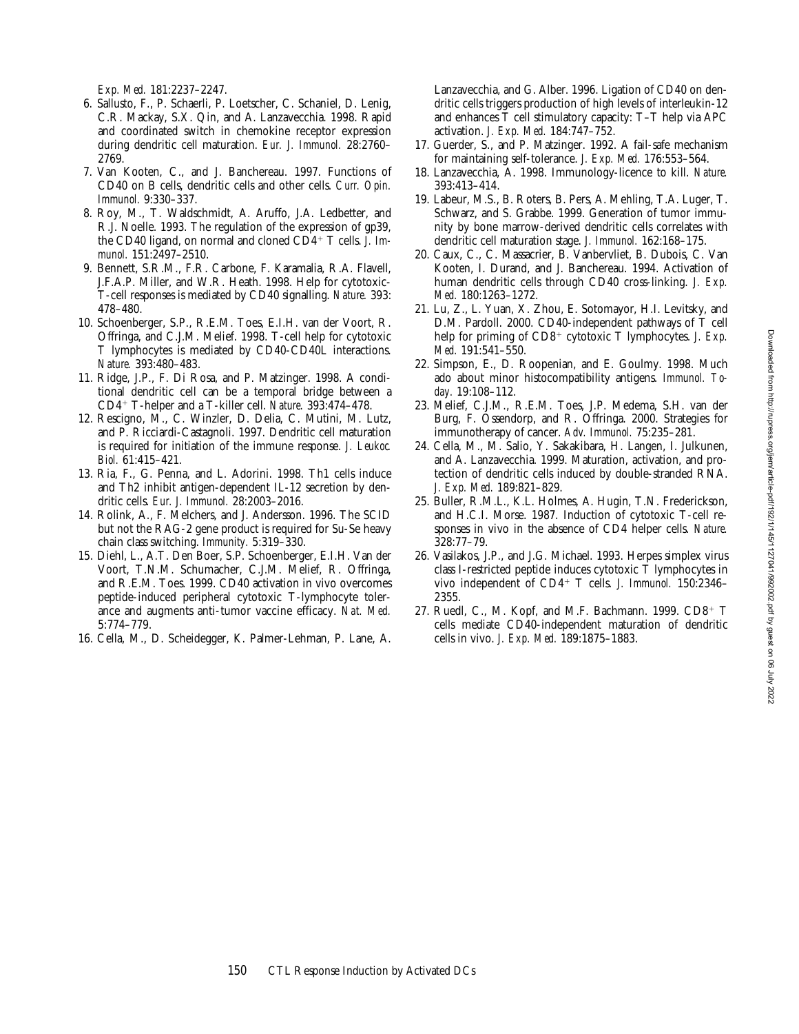*Exp. Med.* 181:2237–2247.

6. Sallusto, F., P. Schaerli, P. Loetscher, C. Schaniel, D. Lenig, C.R. Mackay, S.X. Qin, and A. Lanzavecchia. 1998. Rapid and coordinated switch in chemokine receptor expression during dendritic cell maturation. *Eur. J. Immunol.* 28:2760–2769.
7. Van Kooten, C., and J. Banchereau. 1997. Functions of CD40 on B cells, dendritic cells and other cells. *Curr. Opin. Immunol.* 9:330–337.
8. Roy, M., T. Waldschmidt, A. Aruffo, J.A. Ledbetter, and R.J. Noelle. 1993. The regulation of the expression of gp39, the CD40 ligand, on normal and cloned $CD4^+$ T cells. *J. Immunol.* 151:2497–2510.
9. Bennett, S.R.M., F.R. Carbone, F. Karamalia, R.A. Flavell, J.F.A.P. Miller, and W.R. Heath. 1998. Help for cytotoxic-T-cell responses is mediated by CD40 signalling. *Nature.* 393:478–480.
10. Schoenberger, S.P., R.E.M. Toes, E.I.H. van der Voort, R. Offringa, and C.J.M. Melief. 1998. T-cell help for cytotoxic T lymphocytes is mediated by CD40-CD40L interactions. *Nature.* 393:480–483.
11. Ridge, J.P., F. Di Rosa, and P. Matzinger. 1998. A conditional dendritic cell can be a temporal bridge between a $CD4^+$ T-helper and a T-killer cell. *Nature.* 393:474–478.
12. Rescigno, M., C. Winzler, D. Delia, C. Mutini, M. Lutz, and P. Ricciardi-Castagnoli. 1997. Dendritic cell maturation is required for initiation of the immune response. *J. Leukoc. Biol.* 61:415–421.
13. Ria, F., G. Penna, and L. Adorini. 1998. Th1 cells induce and Th2 inhibit antigen-dependent IL-12 secretion by dendritic cells. *Eur. J. Immunol.* 28:2003–2016.
14. Rolink, A., F. Melchers, and J. Andersson. 1996. The SCID but not the RAG-2 gene product is required for Su-Se heavy chain class switching. *Immunity.* 5:319–330.
15. Diehl, L., A.T. Den Boer, S.P. Schoenberger, E.I.H. Van der Voort, T.N.M. Schumacher, C.J.M. Melief, R. Offringa, and R.E.M. Toes. 1999. CD40 activation in vivo overcomes peptide-induced peripheral cytotoxic T-lymphocyte tolerance and augments anti-tumor vaccine efficacy. *Nat. Med.* 5:774–779.
16. Cella, M., D. Scheidegger, K. Palmer-Lehman, P. Lane, A. Lanzavecchia, and G. Alber. 1996. Ligation of CD40 on dendritic cells triggers production of high levels of interleukin-12 and enhances T cell stimulatory capacity: T–T help via APC activation. *J. Exp. Med.* 184:747–752.
17. Guerder, S., and P. Matzinger. 1992. A fail-safe mechanism for maintaining self-tolerance. *J. Exp. Med.* 176:553–564.
18. Lanzavecchia, A. 1998. Immunology-licence to kill. *Nature.* 393:413–414.
19. Labeur, M.S., B. Roters, B. Pers, A. Mehling, T.A. Luger, T. Schwarz, and S. Grabbe. 1999. Generation of tumor immunity by bone marrow-derived dendritic cells correlates with dendritic cell maturation stage. *J. Immunol.* 162:168–175.
20. Caux, C., C. Massacrier, B. Vanbervliet, B. Dubois, C. Van Kooten, I. Durand, and J. Banchereau. 1994. Activation of human dendritic cells through CD40 cross-linking. *J. Exp. Med.* 180:1263–1272.
21. Lu, Z., L. Yuan, X. Zhou, E. Sotomayor, H.I. Levitsky, and D.M. Pardoll. 2000. CD40-independent pathways of T cell help for priming of $CD8^+$ cytotoxic T lymphocytes. *J. Exp. Med.* 191:541–550.
22. Simpson, E., D. Roopenian, and E. Goulmy. 1998. Much ado about minor histocompatibility antigens. *Immunol. Today.* 19:108–112.
23. Melief, C.J.M., R.E.M. Toes, J.P. Medema, S.H. van der Burg, F. Ossendorp, and R. Offringa. 2000. Strategies for immunotherapy of cancer. *Adv. Immunol.* 75:235–281.
24. Cella, M., M. Salio, Y. Sakakibara, H. Langen, I. Julkunen, and A. Lanzavecchia. 1999. Maturation, activation, and protection of dendritic cells induced by double-stranded RNA. *J. Exp. Med.* 189:821–829.
25. Buller, R.M.L., K.L. Holmes, A. Hugin, T.N. Frederickson, and H.C.I. Morse. 1987. Induction of cytotoxic T-cell responses in vivo in the absence of CD4 helper cells. *Nature.* 328:77–79.
26. Vasilakos, J.P., and J.G. Michael. 1993. Herpes simplex virus class I-restricted peptide induces cytotoxic T lymphocytes in vivo independent of $CD4^+$ T cells. *J. Immunol.* 150:2346–2355.
27. Ruedl, C., M. Kopf, and M.F. Bachmann. 1999. $CD8^+$ T cells mediate CD40-independent maturation of dendritic cells in vivo. *J. Exp. Med.* 189:1875–1883.